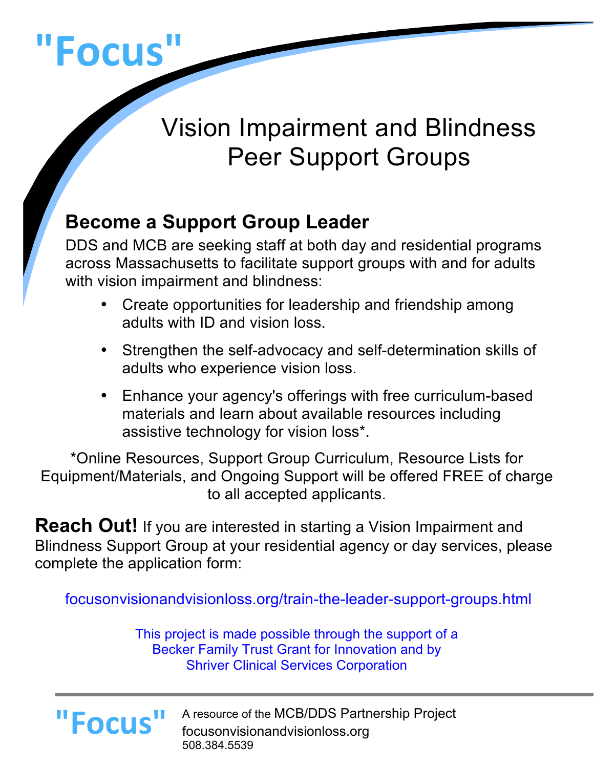# "Focus"

## Vision Impairment and Blindness Peer Support Groups

### Become a Support Group Leader

DDS and MCB are seeking staff at both day and residential programs across Massachusetts to facilitate support groups with and for adults with vision impairment and blindness:

- Create opportunities for leadership and friendship among adults with ID and vision loss.
- Strengthen the self-advocacy and self-determination skills of adults who experience vision loss.
- Enhance your agency's offerings with free curriculum-based materials and learn about available resources including assistive technology for vision loss*.

*Online Resources, Support Group Curriculum, Resource Lists for Equipment/Materials, and Ongoing Support will be offered FREE of charge to all accepted applicants.

**Reach Out!** If you are interested in starting a Vision Impairment and Blindness Support Group at your residential agency or day services, please complete the application form:

focusonvisionandvisionloss.org/train-the-leader-support-groups.html

This project is made possible through the support of a Becker Family Trust Grant for Innovation and by Shriver Clinical Services Corporation

---

"Focus" A resource of the MCB/DDS Partnership Project
focusonvisionandvisionloss.org
508.384.5539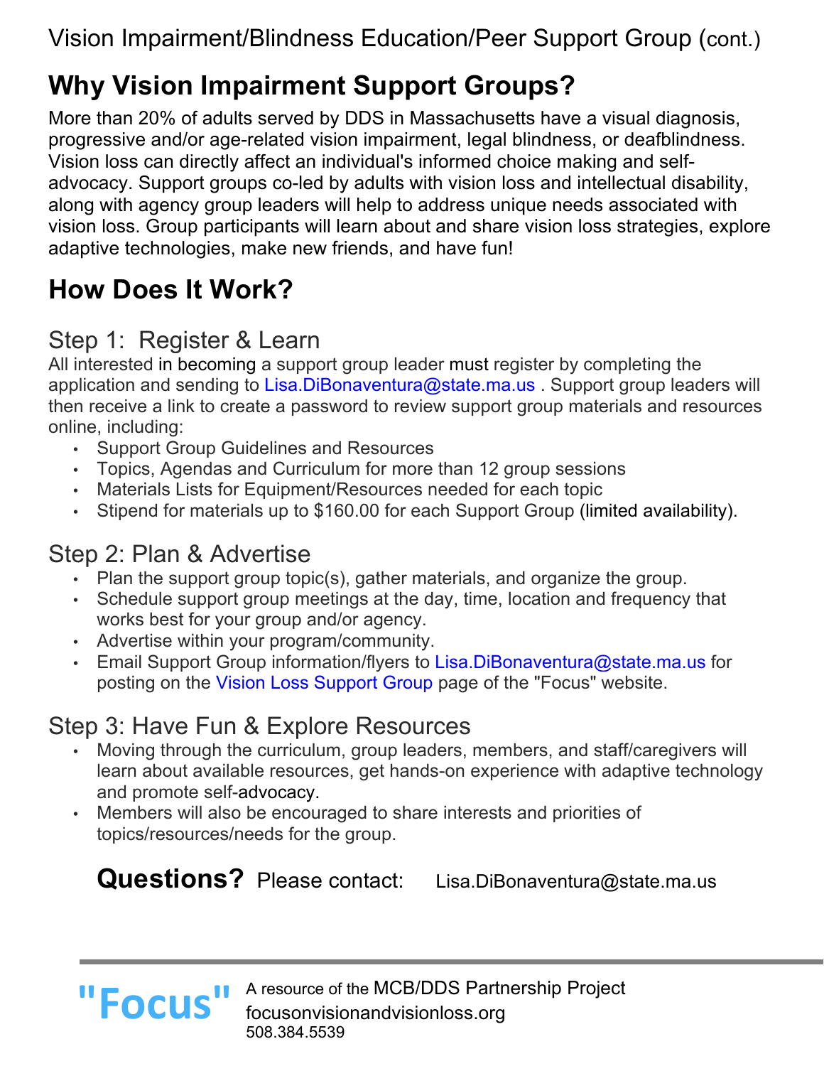Vision Impairment/Blindness Education/Peer Support Group (cont.)

## Why Vision Impairment Support Groups?

More than 20% of adults served by DDS in Massachusetts have a visual diagnosis, progressive and/or age-related vision impairment, legal blindness, or deafblindness. Vision loss can directly affect an individual's informed choice making and self-advocacy. Support groups co-led by adults with vision loss and intellectual disability, along with agency group leaders will help to address unique needs associated with vision loss. Group participants will learn about and share vision loss strategies, explore adaptive technologies, make new friends, and have fun!

## How Does It Work?

### Step 1: Register & Learn

All interested in becoming a support group leader must register by completing the application and sending to Lisa.DiBonaventura@state.ma.us . Support group leaders will then receive a link to create a password to review support group materials and resources online, including:

- Support Group Guidelines and Resources
- Topics, Agendas and Curriculum for more than 12 group sessions
- Materials Lists for Equipment/Resources needed for each topic
- Stipend for materials up to $160.00 for each Support Group (limited availability).

### Step 2: Plan & Advertise

- Plan the support group topic(s), gather materials, and organize the group.
- Schedule support group meetings at the day, time, location and frequency that works best for your group and/or agency.
- Advertise within your program/community.
- Email Support Group information/flyers to Lisa.DiBonaventura@state.ma.us for posting on the Vision Loss Support Group page of the "Focus" website.

### Step 3: Have Fun & Explore Resources

- Moving through the curriculum, group leaders, members, and staff/caregivers will learn about available resources, get hands-on experience with adaptive technology and promote self-advocacy.
- Members will also be encouraged to share interests and priorities of topics/resources/needs for the group.

**Questions?** Please contact: Lisa.DiBonaventura@state.ma.us

**"Focus"** A resource of the MCB/DDS Partnership Project
focusonvisionandvisionloss.org
508.384.5539